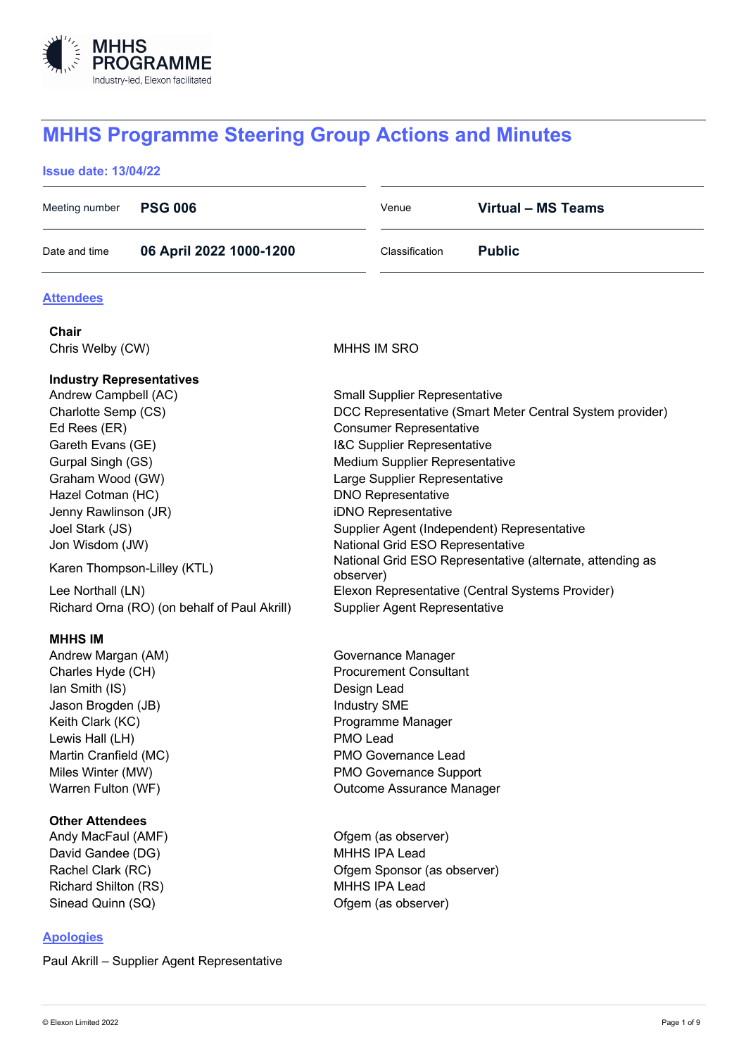# MHHS Programme Steering Group Actions and Minutes

**Issue date: 13/04/22**

| | | | |
|---|---|---|---|
| Meeting number | **PSG 006** | Venue | **Virtual – MS Teams** |
| Date and time | **06 April 2022 1000-1200** | Classification | **Public** |

## Attendees

| | |
|---|---|
| **Chair** | |
| Chris Welby (CW) | MHHS IM SRO |
| **Industry Representatives** | |
| Andrew Campbell (AC) | Small Supplier Representative |
| Charlotte Semp (CS) | DCC Representative (Smart Meter Central System provider) |
| Ed Rees (ER) | Consumer Representative |
| Gareth Evans (GE) | I&C Supplier Representative |
| Gurpal Singh (GS) | Medium Supplier Representative |
| Graham Wood (GW) | Large Supplier Representative |
| Hazel Cotman (HC) | DNO Representative |
| Jenny Rawlinson (JR) | iDNO Representative |
| Joel Stark (JS) | Supplier Agent (Independent) Representative |
| Jon Wisdom (JW) | National Grid ESO Representative |
| Karen Thompson-Lilley (KTL) | National Grid ESO Representative (alternate, attending as observer) |
| Lee Northall (LN) | Elexon Representative (Central Systems Provider) |
| Richard Orna (RO) (on behalf of Paul Akrill) | Supplier Agent Representative |
| **MHHS IM** | |
| Andrew Margan (AM) | Governance Manager |
| Charles Hyde (CH) | Procurement Consultant |
| Ian Smith (IS) | Design Lead |
| Jason Brogden (JB) | Industry SME |
| Keith Clark (KC) | Programme Manager |
| Lewis Hall (LH) | PMO Lead |
| Martin Cranfield (MC) | PMO Governance Lead |
| Miles Winter (MW) | PMO Governance Support |
| Warren Fulton (WF) | Outcome Assurance Manager |
| **Other Attendees** | |
| Andy MacFaul (AMF) | Ofgem (as observer) |
| David Gandee (DG) | MHHS IPA Lead |
| Rachel Clark (RC) | Ofgem Sponsor (as observer) |
| Richard Shilton (RS) | MHHS IPA Lead |
| Sinead Quinn (SQ) | Ofgem (as observer) |

## Apologies

Paul Akrill – Supplier Agent Representative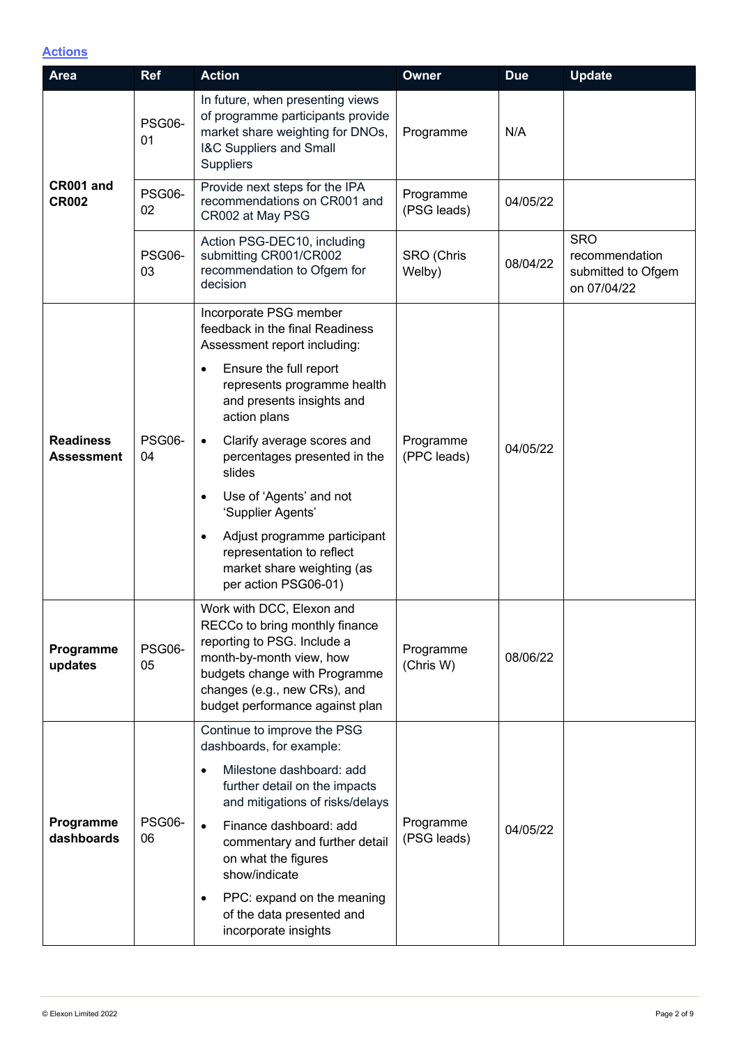## Actions

| Area | Ref | Action | Owner | Due | Update |
|---|---|---|---|---|---|
| CR001 and CR002 | PSG06-01 | In future, when presenting views of programme participants provide market share weighting for DNOs, I&C Suppliers and Small Suppliers | Programme | N/A | |
| | PSG06-02 | Provide next steps for the IPA recommendations on CR001 and CR002 at May PSG | Programme (PSG leads) | 04/05/22 | |
| | PSG06-03 | Action PSG-DEC10, including submitting CR001/CR002 recommendation to Ofgem for decision | SRO (Chris Welby) | 08/04/22 | SRO recommendation submitted to Ofgem on 07/04/22 |
| Readiness Assessment | PSG06-04 | Incorporate PSG member feedback in the final Readiness Assessment report including:<br>• Ensure the full report represents programme health and presents insights and action plans<br>• Clarify average scores and percentages presented in the slides<br>• Use of 'Agents' and not 'Supplier Agents'<br>• Adjust programme participant representation to reflect market share weighting (as per action PSG06-01) | Programme (PPC leads) | 04/05/22 | |
| Programme updates | PSG06-05 | Work with DCC, Elexon and RECCo to bring monthly finance reporting to PSG. Include a month-by-month view, how budgets change with Programme changes (e.g., new CRs), and budget performance against plan | Programme (Chris W) | 08/06/22 | |
| Programme dashboards | PSG06-06 | Continue to improve the PSG dashboards, for example:<br>• Milestone dashboard: add further detail on the impacts and mitigations of risks/delays<br>• Finance dashboard: add commentary and further detail on what the figures show/indicate<br>• PPC: expand on the meaning of the data presented and incorporate insights | Programme (PSG leads) | 04/05/22 | |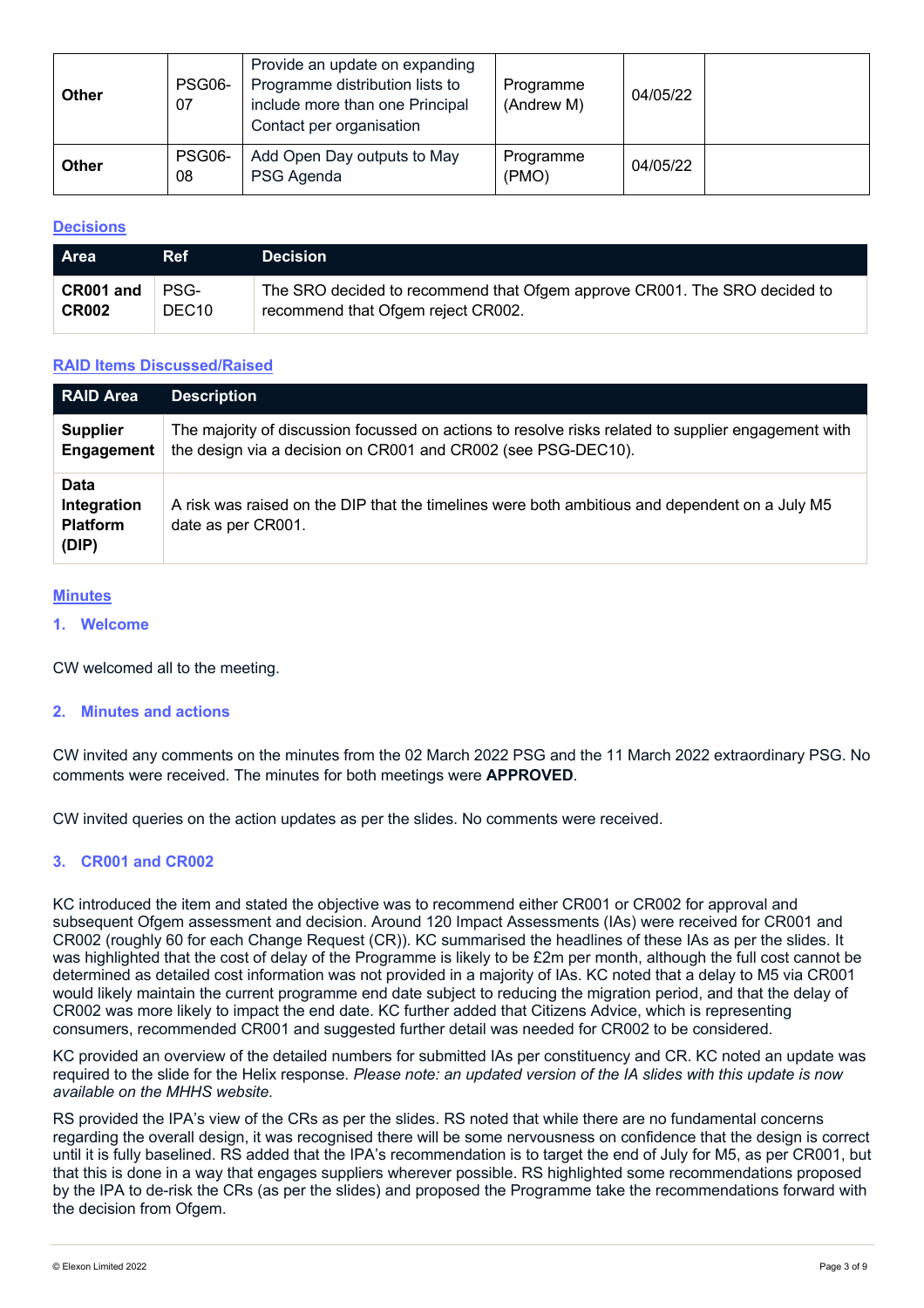| Other | PSG06-07 | Provide an update on expanding Programme distribution lists to include more than one Principal Contact per organisation | Programme (Andrew M) | 04/05/22 | |
|---|---|---|---|---|---|
| Other | PSG06-08 | Add Open Day outputs to May PSG Agenda | Programme (PMO) | 04/05/22 | |

## Decisions

| Area | Ref | Decision |
|---|---|---|
| **CR001 and CR002** | PSG-DEC10 | The SRO decided to recommend that Ofgem approve CR001. The SRO decided to recommend that Ofgem reject CR002. |

## RAID Items Discussed/Raised

| RAID Area | Description |
|---|---|
| **Supplier Engagement** | The majority of discussion focussed on actions to resolve risks related to supplier engagement with the design via a decision on CR001 and CR002 (see PSG-DEC10). |
| **Data Integration Platform (DIP)** | A risk was raised on the DIP that the timelines were both ambitious and dependent on a July M5 date as per CR001. |

## Minutes

### 1. Welcome

CW welcomed all to the meeting.

### 2. Minutes and actions

CW invited any comments on the minutes from the 02 March 2022 PSG and the 11 March 2022 extraordinary PSG. No comments were received. The minutes for both meetings were **APPROVED**.

CW invited queries on the action updates as per the slides. No comments were received.

### 3. CR001 and CR002

KC introduced the item and stated the objective was to recommend either CR001 or CR002 for approval and subsequent Ofgem assessment and decision. Around 120 Impact Assessments (IAs) were received for CR001 and CR002 (roughly 60 for each Change Request (CR)). KC summarised the headlines of these IAs as per the slides. It was highlighted that the cost of delay of the Programme is likely to be £2m per month, although the full cost cannot be determined as detailed cost information was not provided in a majority of IAs. KC noted that a delay to M5 via CR001 would likely maintain the current programme end date subject to reducing the migration period, and that the delay of CR002 was more likely to impact the end date. KC further added that Citizens Advice, which is representing consumers, recommended CR001 and suggested further detail was needed for CR002 to be considered.

KC provided an overview of the detailed numbers for submitted IAs per constituency and CR. KC noted an update was required to the slide for the Helix response. *Please note: an updated version of the IA slides with this update is now available on the MHHS website.*

RS provided the IPA's view of the CRs as per the slides. RS noted that while there are no fundamental concerns regarding the overall design, it was recognised there will be some nervousness on confidence that the design is correct until it is fully baselined. RS added that the IPA's recommendation is to target the end of July for M5, as per CR001, but that this is done in a way that engages suppliers wherever possible. RS highlighted some recommendations proposed by the IPA to de-risk the CRs (as per the slides) and proposed the Programme take the recommendations forward with the decision from Ofgem.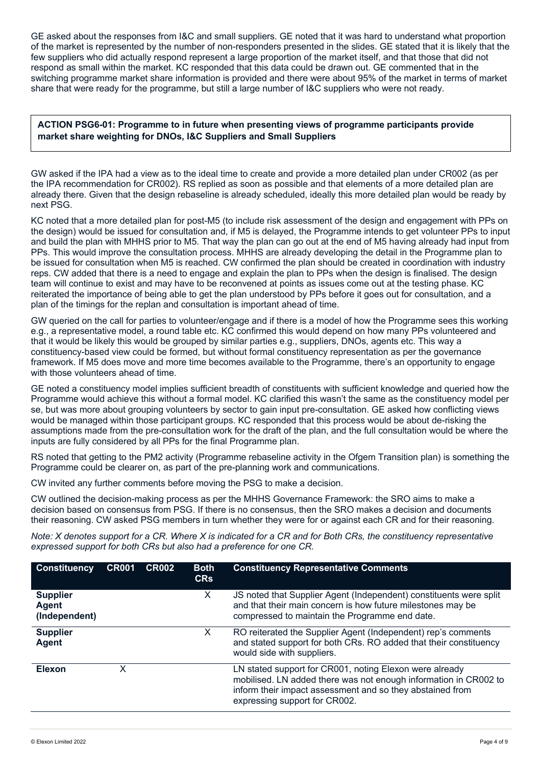GE asked about the responses from I&C and small suppliers. GE noted that it was hard to understand what proportion of the market is represented by the number of non-responders presented in the slides. GE stated that it is likely that the few suppliers who did actually respond represent a large proportion of the market itself, and that those that did not respond as small within the market. KC responded that this data could be drawn out. GE commented that in the switching programme market share information is provided and there were about 95% of the market in terms of market share that were ready for the programme, but still a large number of I&C suppliers who were not ready.

**ACTION PSG6-01: Programme to in future when presenting views of programme participants provide market share weighting for DNOs, I&C Suppliers and Small Suppliers**

GW asked if the IPA had a view as to the ideal time to create and provide a more detailed plan under CR002 (as per the IPA recommendation for CR002). RS replied as soon as possible and that elements of a more detailed plan are already there. Given that the design rebaseline is already scheduled, ideally this more detailed plan would be ready by next PSG.

KC noted that a more detailed plan for post-M5 (to include risk assessment of the design and engagement with PPs on the design) would be issued for consultation and, if M5 is delayed, the Programme intends to get volunteer PPs to input and build the plan with MHHS prior to M5. That way the plan can go out at the end of M5 having already had input from PPs. This would improve the consultation process. MHHS are already developing the detail in the Programme plan to be issued for consultation when M5 is reached. CW confirmed the plan should be created in coordination with industry reps. CW added that there is a need to engage and explain the plan to PPs when the design is finalised. The design team will continue to exist and may have to be reconvened at points as issues come out at the testing phase. KC reiterated the importance of being able to get the plan understood by PPs before it goes out for consultation, and a plan of the timings for the replan and consultation is important ahead of time.

GW queried on the call for parties to volunteer/engage and if there is a model of how the Programme sees this working e.g., a representative model, a round table etc. KC confirmed this would depend on how many PPs volunteered and that it would be likely this would be grouped by similar parties e.g., suppliers, DNOs, agents etc. This way a constituency-based view could be formed, but without formal constituency representation as per the governance framework. If M5 does move and more time becomes available to the Programme, there's an opportunity to engage with those volunteers ahead of time.

GE noted a constituency model implies sufficient breadth of constituents with sufficient knowledge and queried how the Programme would achieve this without a formal model. KC clarified this wasn't the same as the constituency model per se, but was more about grouping volunteers by sector to gain input pre-consultation. GE asked how conflicting views would be managed within those participant groups. KC responded that this process would be about de-risking the assumptions made from the pre-consultation work for the draft of the plan, and the full consultation would be where the inputs are fully considered by all PPs for the final Programme plan.

RS noted that getting to the PM2 activity (Programme rebaseline activity in the Ofgem Transition plan) is something the Programme could be clearer on, as part of the pre-planning work and communications.

CW invited any further comments before moving the PSG to make a decision.

CW outlined the decision-making process as per the MHHS Governance Framework: the SRO aims to make a decision based on consensus from PSG. If there is no consensus, then the SRO makes a decision and documents their reasoning. CW asked PSG members in turn whether they were for or against each CR and for their reasoning.

*Note: X denotes support for a CR. Where X is indicated for a CR and for Both CRs, the constituency representative expressed support for both CRs but also had a preference for one CR.*

| Constituency | CR001 | CR002 | Both CRs | Constituency Representative Comments |
|---|---|---|---|---|
| **Supplier Agent (Independent)** | | | X | JS noted that Supplier Agent (Independent) constituents were split and that their main concern is how future milestones may be compressed to maintain the Programme end date. |
| **Supplier Agent** | | | X | RO reiterated the Supplier Agent (Independent) rep's comments and stated support for both CRs. RO added that their constituency would side with suppliers. |
| **Elexon** | X | | | LN stated support for CR001, noting Elexon were already mobilised. LN added there was not enough information in CR002 to inform their impact assessment and so they abstained from expressing support for CR002. |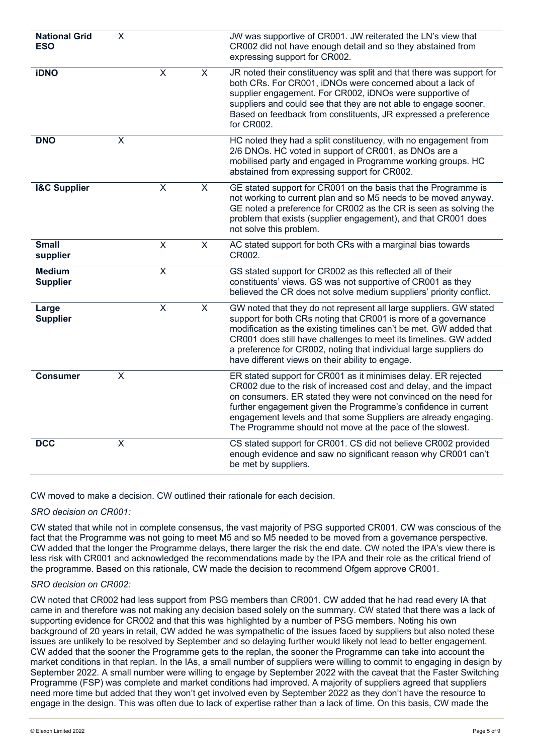| | | | | |
|---|---|---|---|---|
| **National Grid ESO** | X | | | JW was supportive of CR001. JW reiterated the LN's view that CR002 did not have enough detail and so they abstained from expressing support for CR002. |
| **iDNO** | | X | X | JR noted their constituency was split and that there was support for both CRs. For CR001, iDNOs were concerned about a lack of supplier engagement. For CR002, iDNOs were supportive of suppliers and could see that they are not able to engage sooner. Based on feedback from constituents, JR expressed a preference for CR002. |
| **DNO** | X | | | HC noted they had a split constituency, with no engagement from 2/6 DNOs. HC voted in support of CR001, as DNOs are a mobilised party and engaged in Programme working groups. HC abstained from expressing support for CR002. |
| **I&C Supplier** | | X | X | GE stated support for CR001 on the basis that the Programme is not working to current plan and so M5 needs to be moved anyway. GE noted a preference for CR002 as the CR is seen as solving the problem that exists (supplier engagement), and that CR001 does not solve this problem. |
| **Small supplier** | | X | X | AC stated support for both CRs with a marginal bias towards CR002. |
| **Medium Supplier** | | X | | GS stated support for CR002 as this reflected all of their constituents' views. GS was not supportive of CR001 as they believed the CR does not solve medium suppliers' priority conflict. |
| **Large Supplier** | | X | X | GW noted that they do not represent all large suppliers. GW stated support for both CRs noting that CR001 is more of a governance modification as the existing timelines can't be met. GW added that CR001 does still have challenges to meet its timelines. GW added a preference for CR002, noting that individual large suppliers do have different views on their ability to engage. |
| **Consumer** | X | | | ER stated support for CR001 as it minimises delay. ER rejected CR002 due to the risk of increased cost and delay, and the impact on consumers. ER stated they were not convinced on the need for further engagement given the Programme's confidence in current engagement levels and that some Suppliers are already engaging. The Programme should not move at the pace of the slowest. |
| **DCC** | X | | | CS stated support for CR001. CS did not believe CR002 provided enough evidence and saw no significant reason why CR001 can't be met by suppliers. |

CW moved to make a decision. CW outlined their rationale for each decision.

*SRO decision on CR001:*

CW stated that while not in complete consensus, the vast majority of PSG supported CR001. CW was conscious of the fact that the Programme was not going to meet M5 and so M5 needed to be moved from a governance perspective. CW added that the longer the Programme delays, there larger the risk the end date. CW noted the IPA's view there is less risk with CR001 and acknowledged the recommendations made by the IPA and their role as the critical friend of the programme. Based on this rationale, CW made the decision to recommend Ofgem approve CR001.

*SRO decision on CR002:*

CW noted that CR002 had less support from PSG members than CR001. CW added that he had read every IA that came in and therefore was not making any decision based solely on the summary. CW stated that there was a lack of supporting evidence for CR002 and that this was highlighted by a number of PSG members. Noting his own background of 20 years in retail, CW added he was sympathetic of the issues faced by suppliers but also noted these issues are unlikely to be resolved by September and so delaying further would likely not lead to better engagement. CW added that the sooner the Programme gets to the replan, the sooner the Programme can take into account the market conditions in that replan. In the IAs, a small number of suppliers were willing to commit to engaging in design by September 2022. A small number were willing to engage by September 2022 with the caveat that the Faster Switching Programme (FSP) was complete and market conditions had improved. A majority of suppliers agreed that suppliers need more time but added that they won't get involved even by September 2022 as they don't have the resource to engage in the design. This was often due to lack of expertise rather than a lack of time. On this basis, CW made the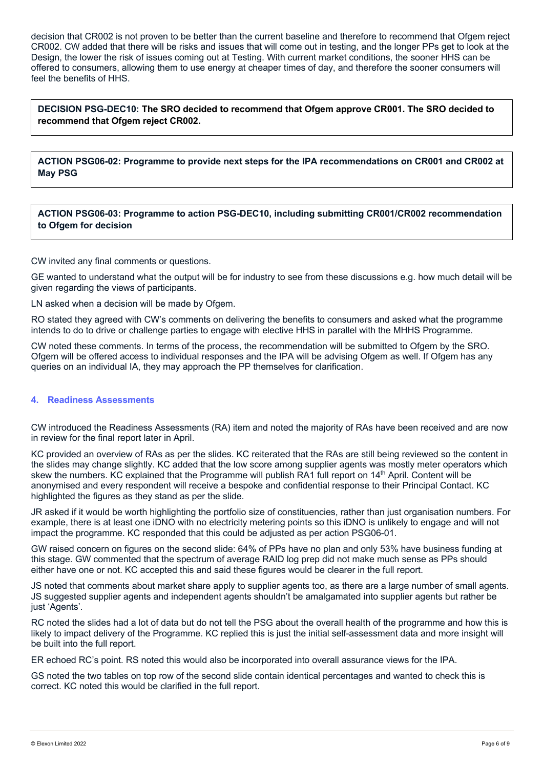decision that CR002 is not proven to be better than the current baseline and therefore to recommend that Ofgem reject CR002. CW added that there will be risks and issues that will come out in testing, and the longer PPs get to look at the Design, the lower the risk of issues coming out at Testing. With current market conditions, the sooner HHS can be offered to consumers, allowing them to use energy at cheaper times of day, and therefore the sooner consumers will feel the benefits of HHS.

**DECISION PSG-DEC10: The SRO decided to recommend that Ofgem approve CR001. The SRO decided to recommend that Ofgem reject CR002.**

**ACTION PSG06-02: Programme to provide next steps for the IPA recommendations on CR001 and CR002 at May PSG**

**ACTION PSG06-03: Programme to action PSG-DEC10, including submitting CR001/CR002 recommendation to Ofgem for decision**

CW invited any final comments or questions.

GE wanted to understand what the output will be for industry to see from these discussions e.g. how much detail will be given regarding the views of participants.

LN asked when a decision will be made by Ofgem.

RO stated they agreed with CW's comments on delivering the benefits to consumers and asked what the programme intends to do to drive or challenge parties to engage with elective HHS in parallel with the MHHS Programme.

CW noted these comments. In terms of the process, the recommendation will be submitted to Ofgem by the SRO. Ofgem will be offered access to individual responses and the IPA will be advising Ofgem as well. If Ofgem has any queries on an individual IA, they may approach the PP themselves for clarification.

## 4. Readiness Assessments

CW introduced the Readiness Assessments (RA) item and noted the majority of RAs have been received and are now in review for the final report later in April.

KC provided an overview of RAs as per the slides. KC reiterated that the RAs are still being reviewed so the content in the slides may change slightly. KC added that the low score among supplier agents was mostly meter operators which skew the numbers. KC explained that the Programme will publish RA1 full report on 14th April. Content will be anonymised and every respondent will receive a bespoke and confidential response to their Principal Contact. KC highlighted the figures as they stand as per the slide.

JR asked if it would be worth highlighting the portfolio size of constituencies, rather than just organisation numbers. For example, there is at least one iDNO with no electricity metering points so this iDNO is unlikely to engage and will not impact the programme. KC responded that this could be adjusted as per action PSG06-01.

GW raised concern on figures on the second slide: 64% of PPs have no plan and only 53% have business funding at this stage. GW commented that the spectrum of average RAID log prep did not make much sense as PPs should either have one or not. KC accepted this and said these figures would be clearer in the full report.

JS noted that comments about market share apply to supplier agents too, as there are a large number of small agents. JS suggested supplier agents and independent agents shouldn't be amalgamated into supplier agents but rather be just 'Agents'.

RC noted the slides had a lot of data but do not tell the PSG about the overall health of the programme and how this is likely to impact delivery of the Programme. KC replied this is just the initial self-assessment data and more insight will be built into the full report.

ER echoed RC's point. RS noted this would also be incorporated into overall assurance views for the IPA.

GS noted the two tables on top row of the second slide contain identical percentages and wanted to check this is correct. KC noted this would be clarified in the full report.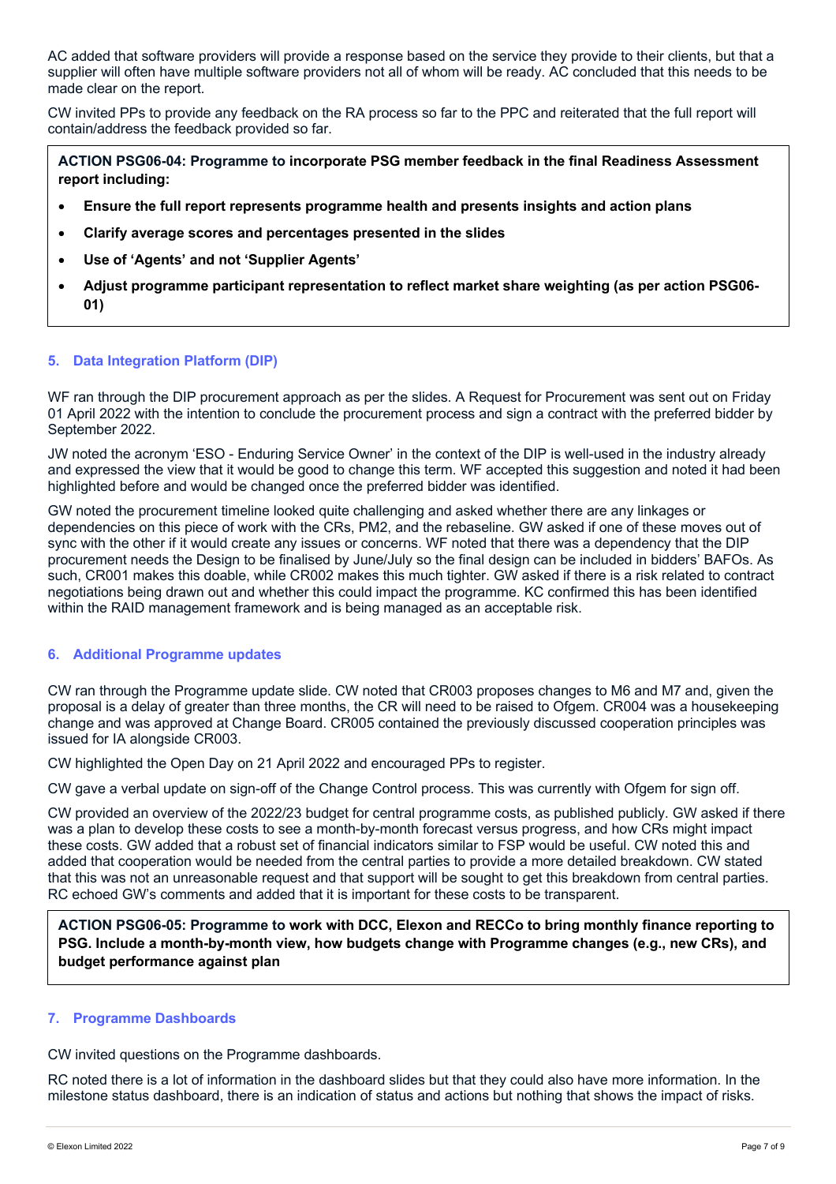AC added that software providers will provide a response based on the service they provide to their clients, but that a supplier will often have multiple software providers not all of whom will be ready. AC concluded that this needs to be made clear on the report.

CW invited PPs to provide any feedback on the RA process so far to the PPC and reiterated that the full report will contain/address the feedback provided so far.

> **ACTION PSG06-04: Programme to incorporate PSG member feedback in the final Readiness Assessment report including:**
>
> - **Ensure the full report represents programme health and presents insights and action plans**
> - **Clarify average scores and percentages presented in the slides**
> - **Use of 'Agents' and not 'Supplier Agents'**
> - **Adjust programme participant representation to reflect market share weighting (as per action PSG06-01)**

## 5. Data Integration Platform (DIP)

WF ran through the DIP procurement approach as per the slides. A Request for Procurement was sent out on Friday 01 April 2022 with the intention to conclude the procurement process and sign a contract with the preferred bidder by September 2022.

JW noted the acronym 'ESO - Enduring Service Owner' in the context of the DIP is well-used in the industry already and expressed the view that it would be good to change this term. WF accepted this suggestion and noted it had been highlighted before and would be changed once the preferred bidder was identified.

GW noted the procurement timeline looked quite challenging and asked whether there are any linkages or dependencies on this piece of work with the CRs, PM2, and the rebaseline. GW asked if one of these moves out of sync with the other if it would create any issues or concerns. WF noted that there was a dependency that the DIP procurement needs the Design to be finalised by June/July so the final design can be included in bidders' BAFOs. As such, CR001 makes this doable, while CR002 makes this much tighter. GW asked if there is a risk related to contract negotiations being drawn out and whether this could impact the programme. KC confirmed this has been identified within the RAID management framework and is being managed as an acceptable risk.

## 6. Additional Programme updates

CW ran through the Programme update slide. CW noted that CR003 proposes changes to M6 and M7 and, given the proposal is a delay of greater than three months, the CR will need to be raised to Ofgem. CR004 was a housekeeping change and was approved at Change Board. CR005 contained the previously discussed cooperation principles was issued for IA alongside CR003.

CW highlighted the Open Day on 21 April 2022 and encouraged PPs to register.

CW gave a verbal update on sign-off of the Change Control process. This was currently with Ofgem for sign off.

CW provided an overview of the 2022/23 budget for central programme costs, as published publicly. GW asked if there was a plan to develop these costs to see a month-by-month forecast versus progress, and how CRs might impact these costs. GW added that a robust set of financial indicators similar to FSP would be useful. CW noted this and added that cooperation would be needed from the central parties to provide a more detailed breakdown. CW stated that this was not an unreasonable request and that support will be sought to get this breakdown from central parties. RC echoed GW's comments and added that it is important for these costs to be transparent.

> **ACTION PSG06-05: Programme to work with DCC, Elexon and RECCo to bring monthly finance reporting to PSG. Include a month-by-month view, how budgets change with Programme changes (e.g., new CRs), and budget performance against plan**

## 7. Programme Dashboards

CW invited questions on the Programme dashboards.

RC noted there is a lot of information in the dashboard slides but that they could also have more information. In the milestone status dashboard, there is an indication of status and actions but nothing that shows the impact of risks.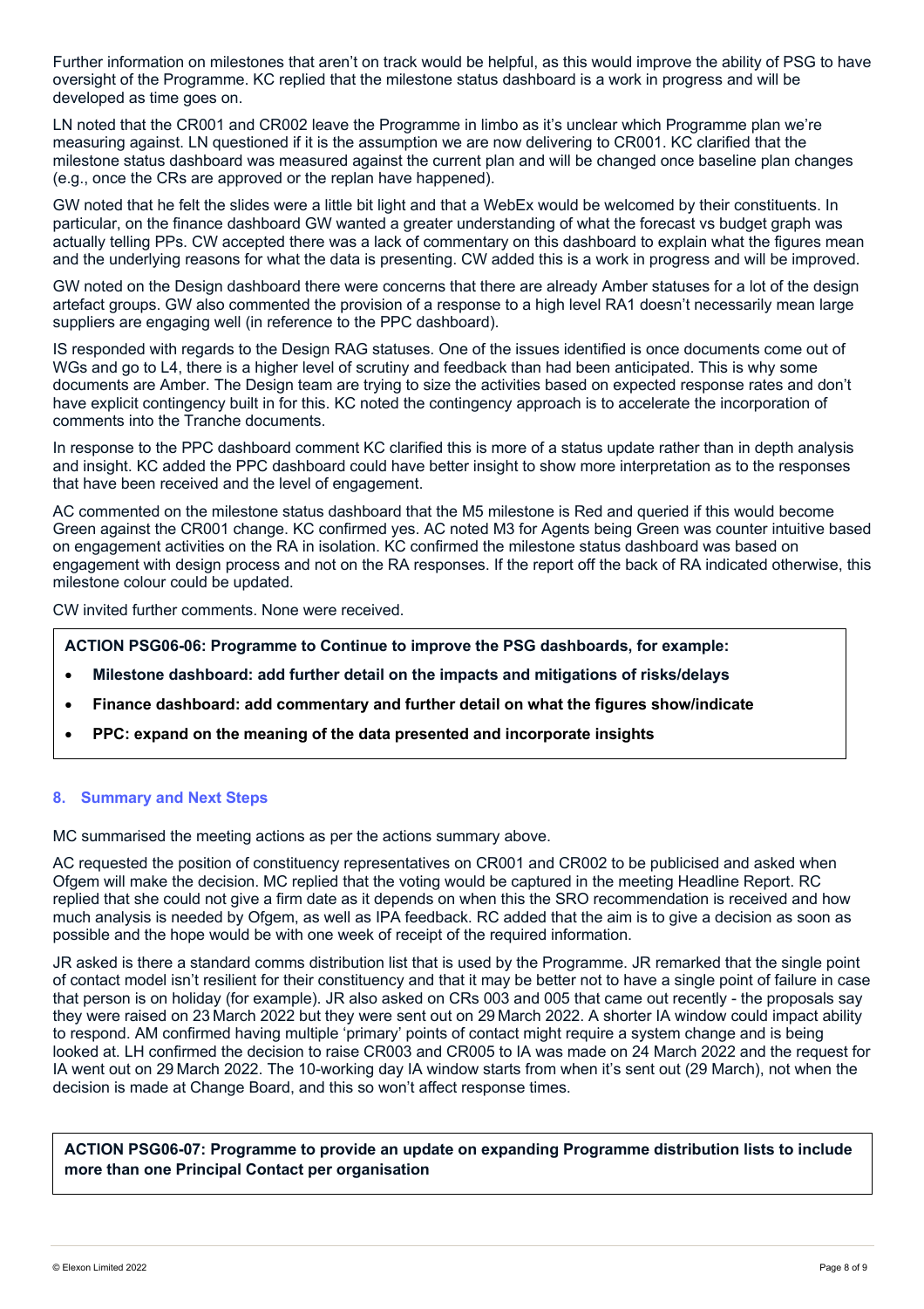Further information on milestones that aren't on track would be helpful, as this would improve the ability of PSG to have oversight of the Programme. KC replied that the milestone status dashboard is a work in progress and will be developed as time goes on.

LN noted that the CR001 and CR002 leave the Programme in limbo as it's unclear which Programme plan we're measuring against. LN questioned if it is the assumption we are now delivering to CR001. KC clarified that the milestone status dashboard was measured against the current plan and will be changed once baseline plan changes (e.g., once the CRs are approved or the replan have happened).

GW noted that he felt the slides were a little bit light and that a WebEx would be welcomed by their constituents. In particular, on the finance dashboard GW wanted a greater understanding of what the forecast vs budget graph was actually telling PPs. CW accepted there was a lack of commentary on this dashboard to explain what the figures mean and the underlying reasons for what the data is presenting. CW added this is a work in progress and will be improved.

GW noted on the Design dashboard there were concerns that there are already Amber statuses for a lot of the design artefact groups. GW also commented the provision of a response to a high level RA1 doesn't necessarily mean large suppliers are engaging well (in reference to the PPC dashboard).

IS responded with regards to the Design RAG statuses. One of the issues identified is once documents come out of WGs and go to L4, there is a higher level of scrutiny and feedback than had been anticipated. This is why some documents are Amber. The Design team are trying to size the activities based on expected response rates and don't have explicit contingency built in for this. KC noted the contingency approach is to accelerate the incorporation of comments into the Tranche documents.

In response to the PPC dashboard comment KC clarified this is more of a status update rather than in depth analysis and insight. KC added the PPC dashboard could have better insight to show more interpretation as to the responses that have been received and the level of engagement.

AC commented on the milestone status dashboard that the M5 milestone is Red and queried if this would become Green against the CR001 change. KC confirmed yes. AC noted M3 for Agents being Green was counter intuitive based on engagement activities on the RA in isolation. KC confirmed the milestone status dashboard was based on engagement with design process and not on the RA responses. If the report off the back of RA indicated otherwise, this milestone colour could be updated.

CW invited further comments. None were received.

**ACTION PSG06-06: Programme to Continue to improve the PSG dashboards, for example:**

- **Milestone dashboard: add further detail on the impacts and mitigations of risks/delays**
- **Finance dashboard: add commentary and further detail on what the figures show/indicate**
- **PPC: expand on the meaning of the data presented and incorporate insights**

## 8. Summary and Next Steps

MC summarised the meeting actions as per the actions summary above.

AC requested the position of constituency representatives on CR001 and CR002 to be publicised and asked when Ofgem will make the decision. MC replied that the voting would be captured in the meeting Headline Report. RC replied that she could not give a firm date as it depends on when this the SRO recommendation is received and how much analysis is needed by Ofgem, as well as IPA feedback. RC added that the aim is to give a decision as soon as possible and the hope would be with one week of receipt of the required information.

JR asked is there a standard comms distribution list that is used by the Programme. JR remarked that the single point of contact model isn't resilient for their constituency and that it may be better not to have a single point of failure in case that person is on holiday (for example). JR also asked on CRs 003 and 005 that came out recently - the proposals say they were raised on 23 March 2022 but they were sent out on 29 March 2022. A shorter IA window could impact ability to respond. AM confirmed having multiple 'primary' points of contact might require a system change and is being looked at. LH confirmed the decision to raise CR003 and CR005 to IA was made on 24 March 2022 and the request for IA went out on 29 March 2022. The 10-working day IA window starts from when it's sent out (29 March), not when the decision is made at Change Board, and this so won't affect response times.

**ACTION PSG06-07: Programme to provide an update on expanding Programme distribution lists to include more than one Principal Contact per organisation**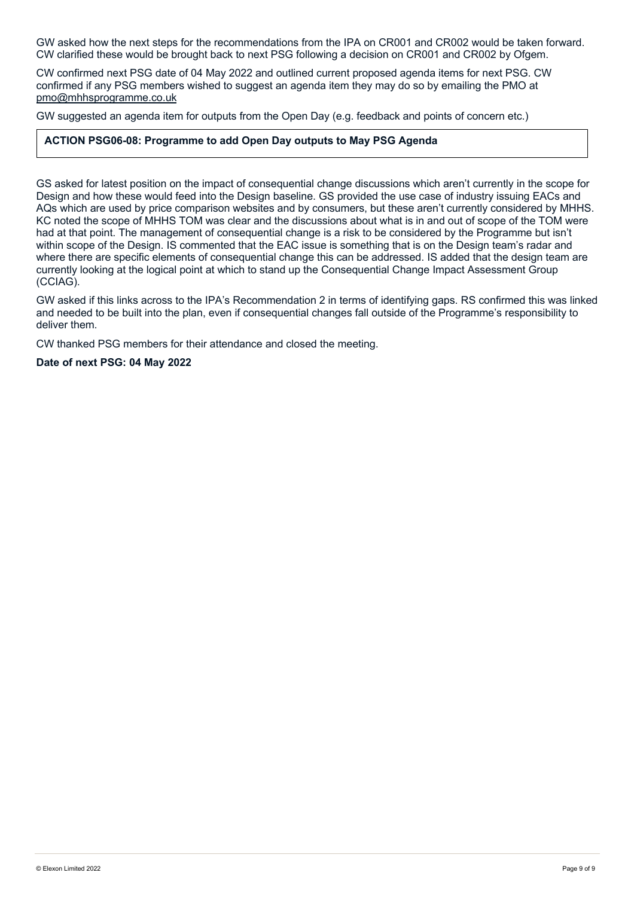GW asked how the next steps for the recommendations from the IPA on CR001 and CR002 would be taken forward. CW clarified these would be brought back to next PSG following a decision on CR001 and CR002 by Ofgem.

CW confirmed next PSG date of 04 May 2022 and outlined current proposed agenda items for next PSG. CW confirmed if any PSG members wished to suggest an agenda item they may do so by emailing the PMO at pmo@mhhsprogramme.co.uk

GW suggested an agenda item for outputs from the Open Day (e.g. feedback and points of concern etc.)

| |
|---|
| **ACTION PSG06-08: Programme to add Open Day outputs to May PSG Agenda** |

GS asked for latest position on the impact of consequential change discussions which aren't currently in the scope for Design and how these would feed into the Design baseline. GS provided the use case of industry issuing EACs and AQs which are used by price comparison websites and by consumers, but these aren't currently considered by MHHS. KC noted the scope of MHHS TOM was clear and the discussions about what is in and out of scope of the TOM were had at that point. The management of consequential change is a risk to be considered by the Programme but isn't within scope of the Design. IS commented that the EAC issue is something that is on the Design team's radar and where there are specific elements of consequential change this can be addressed. IS added that the design team are currently looking at the logical point at which to stand up the Consequential Change Impact Assessment Group (CCIAG).

GW asked if this links across to the IPA's Recommendation 2 in terms of identifying gaps. RS confirmed this was linked and needed to be built into the plan, even if consequential changes fall outside of the Programme's responsibility to deliver them.

CW thanked PSG members for their attendance and closed the meeting.

**Date of next PSG: 04 May 2022**